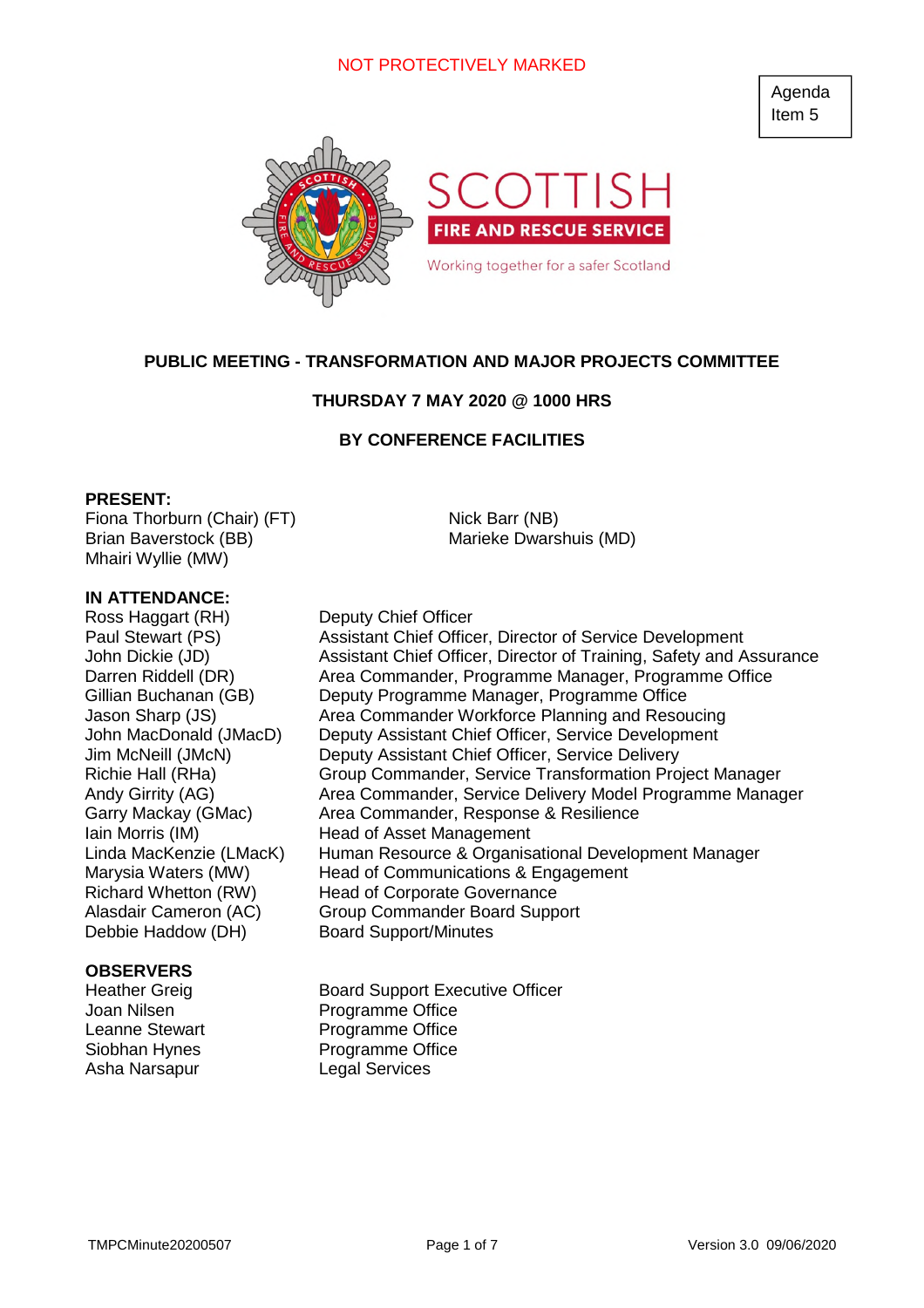NOT PROTECTIVELY MARKED

Agenda Item 5

SCOTTISH
FIRE AND RESCUE SERVICE
Working together for a safer Scotland

**PUBLIC MEETING - TRANSFORMATION AND MAJOR PROJECTS COMMITTEE**

**THURSDAY 7 MAY 2020 @ 1000 HRS**

**BY CONFERENCE FACILITIES**

**PRESENT:**

Fiona Thorburn (Chair) (FT)
Brian Baverstock (BB)
Mhairi Wyllie (MW)
Nick Barr (NB)
Marieke Dwarshuis (MD)

**IN ATTENDANCE:**

| | |
|---|---|
| Ross Haggart (RH) | Deputy Chief Officer |
| Paul Stewart (PS) | Assistant Chief Officer, Director of Service Development |
| John Dickie (JD) | Assistant Chief Officer, Director of Training, Safety and Assurance |
| Darren Riddell (DR) | Area Commander, Programme Manager, Programme Office |
| Gillian Buchanan (GB) | Deputy Programme Manager, Programme Office |
| Jason Sharp (JS) | Area Commander Workforce Planning and Resoucing |
| John MacDonald (JMacD) | Deputy Assistant Chief Officer, Service Development |
| Jim McNeill (JMcN) | Deputy Assistant Chief Officer, Service Delivery |
| Richie Hall (RHa) | Group Commander, Service Transformation Project Manager |
| Andy Girrity (AG) | Area Commander, Service Delivery Model Programme Manager |
| Garry Mackay (GMac) | Area Commander, Response & Resilience |
| Iain Morris (IM) | Head of Asset Management |
| Linda MacKenzie (LMacK) | Human Resource & Organisational Development Manager |
| Marysia Waters (MW) | Head of Communications & Engagement |
| Richard Whetton (RW) | Head of Corporate Governance |
| Alasdair Cameron (AC) | Group Commander Board Support |
| Debbie Haddow (DH) | Board Support/Minutes |

**OBSERVERS**

| | |
|---|---|
| Heather Greig | Board Support Executive Officer |
| Joan Nilsen | Programme Office |
| Leanne Stewart | Programme Office |
| Siobhan Hynes | Programme Office |
| Asha Narsapur | Legal Services |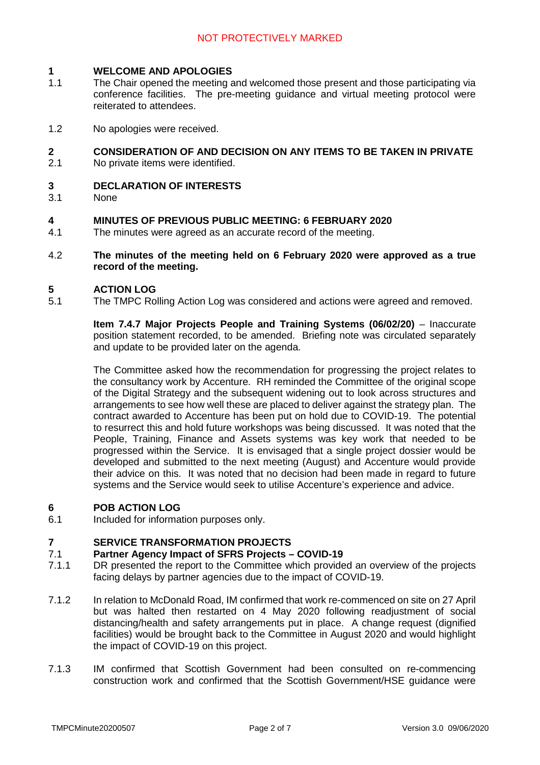## 1 WELCOME AND APOLOGIES

1.1 The Chair opened the meeting and welcomed those present and those participating via conference facilities. The pre-meeting guidance and virtual meeting protocol were reiterated to attendees.

1.2 No apologies were received.

## 2 CONSIDERATION OF AND DECISION ON ANY ITEMS TO BE TAKEN IN PRIVATE

2.1 No private items were identified.

## 3 DECLARATION OF INTERESTS

3.1 None

## 4 MINUTES OF PREVIOUS PUBLIC MEETING: 6 FEBRUARY 2020

4.1 The minutes were agreed as an accurate record of the meeting.

4.2 **The minutes of the meeting held on 6 February 2020 were approved as a true record of the meeting.**

## 5 ACTION LOG

5.1 The TMPC Rolling Action Log was considered and actions were agreed and removed.

**Item 7.4.7 Major Projects People and Training Systems (06/02/20)** – Inaccurate position statement recorded, to be amended. Briefing note was circulated separately and update to be provided later on the agenda.

The Committee asked how the recommendation for progressing the project relates to the consultancy work by Accenture. RH reminded the Committee of the original scope of the Digital Strategy and the subsequent widening out to look across structures and arrangements to see how well these are placed to deliver against the strategy plan. The contract awarded to Accenture has been put on hold due to COVID-19. The potential to resurrect this and hold future workshops was being discussed. It was noted that the People, Training, Finance and Assets systems was key work that needed to be progressed within the Service. It is envisaged that a single project dossier would be developed and submitted to the next meeting (August) and Accenture would provide their advice on this. It was noted that no decision had been made in regard to future systems and the Service would seek to utilise Accenture's experience and advice.

## 6 POB ACTION LOG

6.1 Included for information purposes only.

## 7 SERVICE TRANSFORMATION PROJECTS

### 7.1 Partner Agency Impact of SFRS Projects – COVID-19

7.1.1 DR presented the report to the Committee which provided an overview of the projects facing delays by partner agencies due to the impact of COVID-19.

7.1.2 In relation to McDonald Road, IM confirmed that work re-commenced on site on 27 April but was halted then restarted on 4 May 2020 following readjustment of social distancing/health and safety arrangements put in place. A change request (dignified facilities) would be brought back to the Committee in August 2020 and would highlight the impact of COVID-19 on this project.

7.1.3 IM confirmed that Scottish Government had been consulted on re-commencing construction work and confirmed that the Scottish Government/HSE guidance were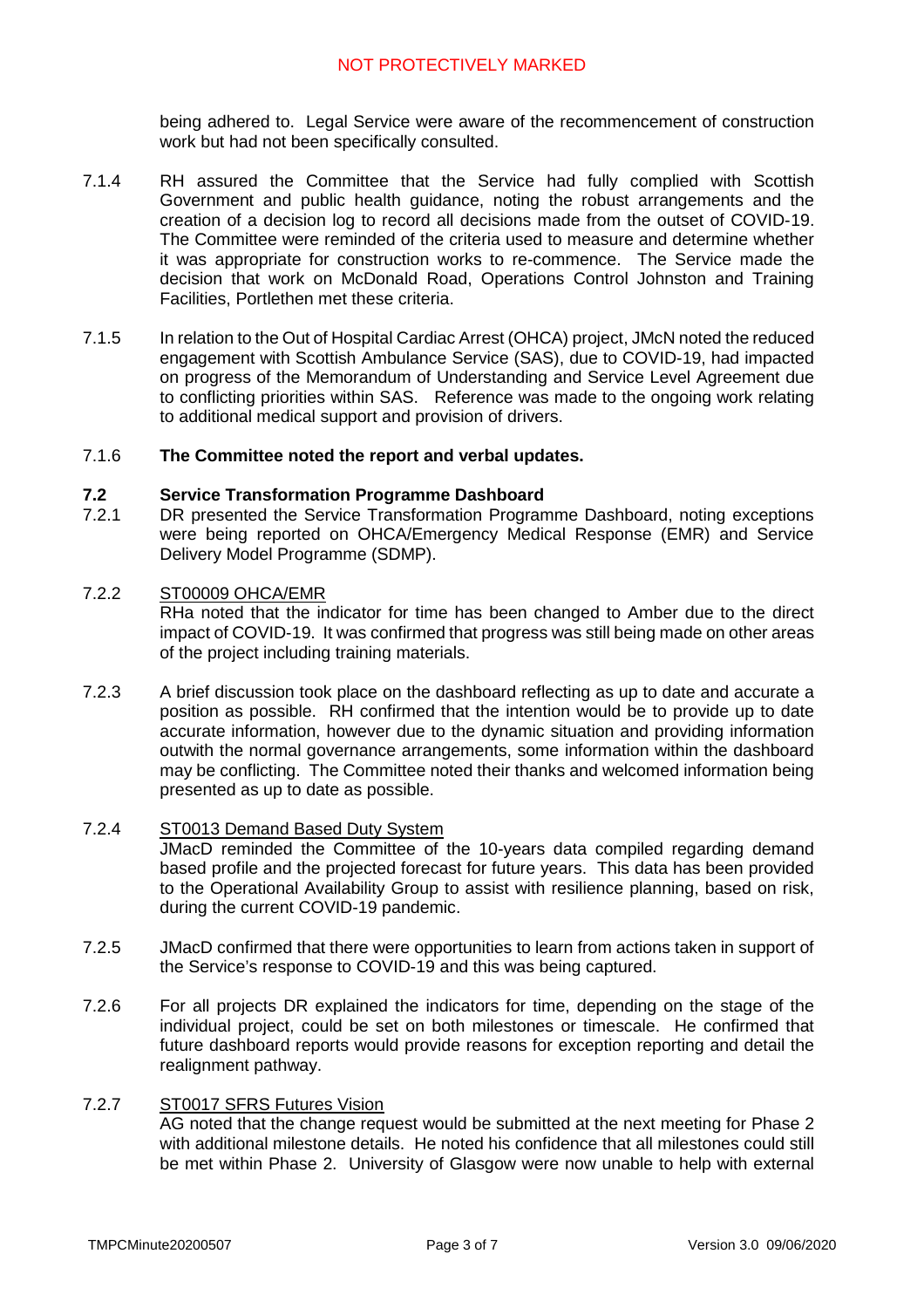being adhered to. Legal Service were aware of the recommencement of construction work but had not been specifically consulted.

7.1.4 RH assured the Committee that the Service had fully complied with Scottish Government and public health guidance, noting the robust arrangements and the creation of a decision log to record all decisions made from the outset of COVID-19. The Committee were reminded of the criteria used to measure and determine whether it was appropriate for construction works to re-commence. The Service made the decision that work on McDonald Road, Operations Control Johnston and Training Facilities, Portlethen met these criteria.

7.1.5 In relation to the Out of Hospital Cardiac Arrest (OHCA) project, JMcN noted the reduced engagement with Scottish Ambulance Service (SAS), due to COVID-19, had impacted on progress of the Memorandum of Understanding and Service Level Agreement due to conflicting priorities within SAS. Reference was made to the ongoing work relating to additional medical support and provision of drivers.

7.1.6 **The Committee noted the report and verbal updates.**

## 7.2 Service Transformation Programme Dashboard

7.2.1 DR presented the Service Transformation Programme Dashboard, noting exceptions were being reported on OHCA/Emergency Medical Response (EMR) and Service Delivery Model Programme (SDMP).

7.2.2 ST00009 OHCA/EMR

RHa noted that the indicator for time has been changed to Amber due to the direct impact of COVID-19. It was confirmed that progress was still being made on other areas of the project including training materials.

7.2.3 A brief discussion took place on the dashboard reflecting as up to date and accurate a position as possible. RH confirmed that the intention would be to provide up to date accurate information, however due to the dynamic situation and providing information outwith the normal governance arrangements, some information within the dashboard may be conflicting. The Committee noted their thanks and welcomed information being presented as up to date as possible.

7.2.4 ST0013 Demand Based Duty System

JMacD reminded the Committee of the 10-years data compiled regarding demand based profile and the projected forecast for future years. This data has been provided to the Operational Availability Group to assist with resilience planning, based on risk, during the current COVID-19 pandemic.

7.2.5 JMacD confirmed that there were opportunities to learn from actions taken in support of the Service's response to COVID-19 and this was being captured.

7.2.6 For all projects DR explained the indicators for time, depending on the stage of the individual project, could be set on both milestones or timescale. He confirmed that future dashboard reports would provide reasons for exception reporting and detail the realignment pathway.

7.2.7 ST0017 SFRS Futures Vision

AG noted that the change request would be submitted at the next meeting for Phase 2 with additional milestone details. He noted his confidence that all milestones could still be met within Phase 2. University of Glasgow were now unable to help with external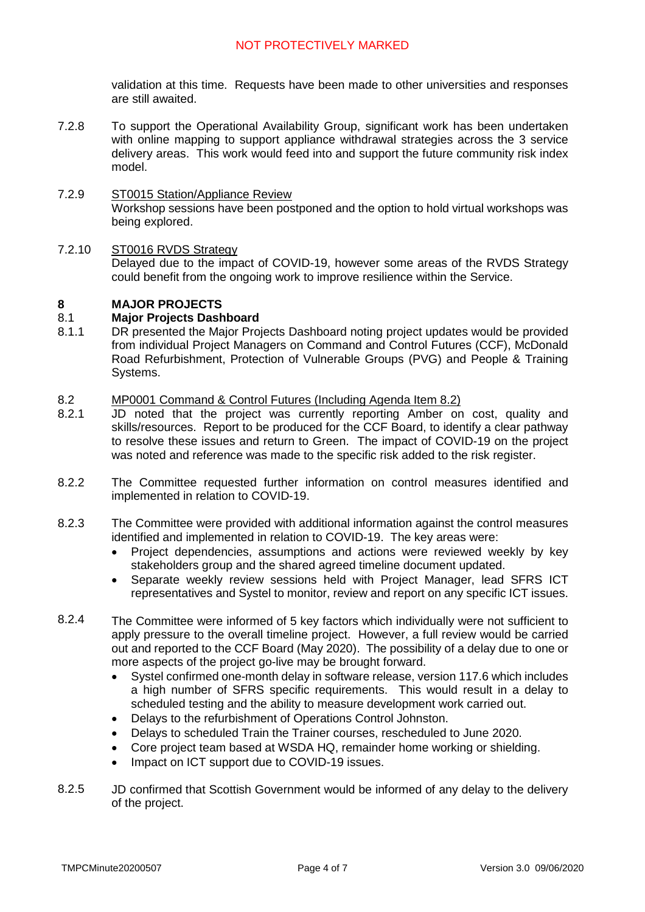validation at this time. Requests have been made to other universities and responses are still awaited.

7.2.8 To support the Operational Availability Group, significant work has been undertaken with online mapping to support appliance withdrawal strategies across the 3 service delivery areas. This work would feed into and support the future community risk index model.

7.2.9 ST0015 Station/Appliance Review
Workshop sessions have been postponed and the option to hold virtual workshops was being explored.

7.2.10 ST0016 RVDS Strategy
Delayed due to the impact of COVID-19, however some areas of the RVDS Strategy could benefit from the ongoing work to improve resilience within the Service.

## 8 MAJOR PROJECTS

### 8.1 Major Projects Dashboard

8.1.1 DR presented the Major Projects Dashboard noting project updates would be provided from individual Project Managers on Command and Control Futures (CCF), McDonald Road Refurbishment, Protection of Vulnerable Groups (PVG) and People & Training Systems.

8.2 MP0001 Command & Control Futures (Including Agenda Item 8.2)

8.2.1 JD noted that the project was currently reporting Amber on cost, quality and skills/resources. Report to be produced for the CCF Board, to identify a clear pathway to resolve these issues and return to Green. The impact of COVID-19 on the project was noted and reference was made to the specific risk added to the risk register.

8.2.2 The Committee requested further information on control measures identified and implemented in relation to COVID-19.

8.2.3 The Committee were provided with additional information against the control measures identified and implemented in relation to COVID-19. The key areas were:

- Project dependencies, assumptions and actions were reviewed weekly by key stakeholders group and the shared agreed timeline document updated.
- Separate weekly review sessions held with Project Manager, lead SFRS ICT representatives and Systel to monitor, review and report on any specific ICT issues.

8.2.4 The Committee were informed of 5 key factors which individually were not sufficient to apply pressure to the overall timeline project. However, a full review would be carried out and reported to the CCF Board (May 2020). The possibility of a delay due to one or more aspects of the project go-live may be brought forward.

- Systel confirmed one-month delay in software release, version 117.6 which includes a high number of SFRS specific requirements. This would result in a delay to scheduled testing and the ability to measure development work carried out.
- Delays to the refurbishment of Operations Control Johnston.
- Delays to scheduled Train the Trainer courses, rescheduled to June 2020.
- Core project team based at WSDA HQ, remainder home working or shielding.
- Impact on ICT support due to COVID-19 issues.

8.2.5 JD confirmed that Scottish Government would be informed of any delay to the delivery of the project.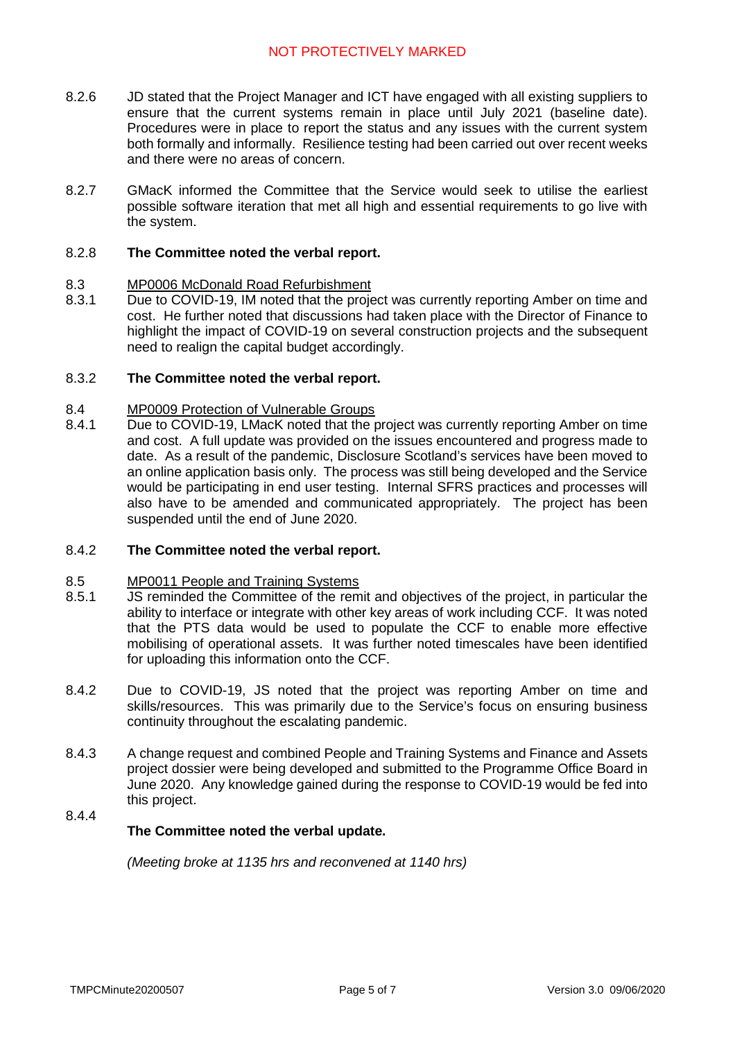8.2.6 JD stated that the Project Manager and ICT have engaged with all existing suppliers to ensure that the current systems remain in place until July 2021 (baseline date). Procedures were in place to report the status and any issues with the current system both formally and informally. Resilience testing had been carried out over recent weeks and there were no areas of concern.

8.2.7 GMacK informed the Committee that the Service would seek to utilise the earliest possible software iteration that met all high and essential requirements to go live with the system.

8.2.8 **The Committee noted the verbal report.**

8.3 MP0006 McDonald Road Refurbishment

8.3.1 Due to COVID-19, IM noted that the project was currently reporting Amber on time and cost. He further noted that discussions had taken place with the Director of Finance to highlight the impact of COVID-19 on several construction projects and the subsequent need to realign the capital budget accordingly.

8.3.2 **The Committee noted the verbal report.**

8.4 MP0009 Protection of Vulnerable Groups

8.4.1 Due to COVID-19, LMacK noted that the project was currently reporting Amber on time and cost. A full update was provided on the issues encountered and progress made to date. As a result of the pandemic, Disclosure Scotland's services have been moved to an online application basis only. The process was still being developed and the Service would be participating in end user testing. Internal SFRS practices and processes will also have to be amended and communicated appropriately. The project has been suspended until the end of June 2020.

8.4.2 **The Committee noted the verbal report.**

8.5 MP0011 People and Training Systems

8.5.1 JS reminded the Committee of the remit and objectives of the project, in particular the ability to interface or integrate with other key areas of work including CCF. It was noted that the PTS data would be used to populate the CCF to enable more effective mobilising of operational assets. It was further noted timescales have been identified for uploading this information onto the CCF.

8.4.2 Due to COVID-19, JS noted that the project was reporting Amber on time and skills/resources. This was primarily due to the Service's focus on ensuring business continuity throughout the escalating pandemic.

8.4.3 A change request and combined People and Training Systems and Finance and Assets project dossier were being developed and submitted to the Programme Office Board in June 2020. Any knowledge gained during the response to COVID-19 would be fed into this project.

8.4.4 **The Committee noted the verbal update.**

*(Meeting broke at 1135 hrs and reconvened at 1140 hrs)*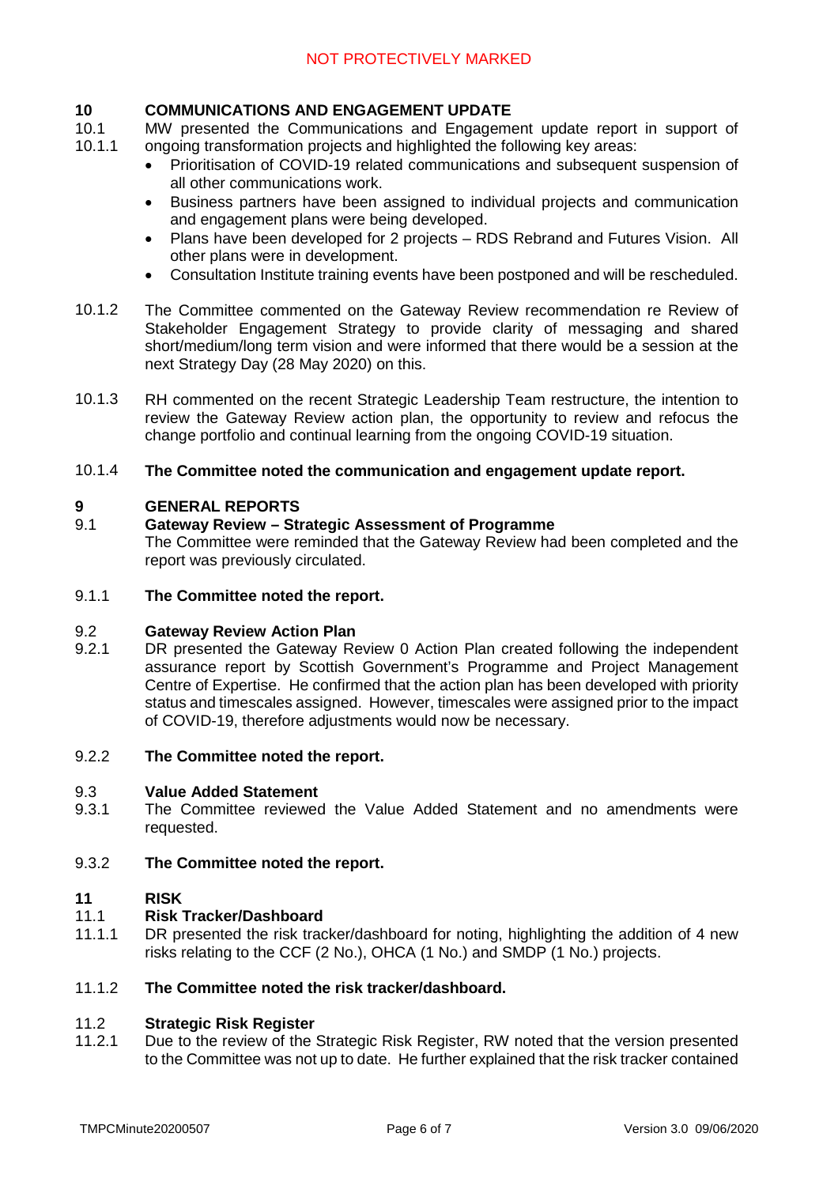## 10 COMMUNICATIONS AND ENGAGEMENT UPDATE

10.1
10.1.1 MW presented the Communications and Engagement update report in support of ongoing transformation projects and highlighted the following key areas:

- Prioritisation of COVID-19 related communications and subsequent suspension of all other communications work.
- Business partners have been assigned to individual projects and communication and engagement plans were being developed.
- Plans have been developed for 2 projects – RDS Rebrand and Futures Vision. All other plans were in development.
- Consultation Institute training events have been postponed and will be rescheduled.

10.1.2 The Committee commented on the Gateway Review recommendation re Review of Stakeholder Engagement Strategy to provide clarity of messaging and shared short/medium/long term vision and were informed that there would be a session at the next Strategy Day (28 May 2020) on this.

10.1.3 RH commented on the recent Strategic Leadership Team restructure, the intention to review the Gateway Review action plan, the opportunity to review and refocus the change portfolio and continual learning from the ongoing COVID-19 situation.

10.1.4 **The Committee noted the communication and engagement update report.**

## 9 GENERAL REPORTS

9.1 **Gateway Review – Strategic Assessment of Programme**
The Committee were reminded that the Gateway Review had been completed and the report was previously circulated.

9.1.1 **The Committee noted the report.**

9.2 **Gateway Review Action Plan**

9.2.1 DR presented the Gateway Review 0 Action Plan created following the independent assurance report by Scottish Government's Programme and Project Management Centre of Expertise. He confirmed that the action plan has been developed with priority status and timescales assigned. However, timescales were assigned prior to the impact of COVID-19, therefore adjustments would now be necessary.

9.2.2 **The Committee noted the report.**

9.3 **Value Added Statement**

9.3.1 The Committee reviewed the Value Added Statement and no amendments were requested.

9.3.2 **The Committee noted the report.**

## 11 RISK

11.1 **Risk Tracker/Dashboard**

11.1.1 DR presented the risk tracker/dashboard for noting, highlighting the addition of 4 new risks relating to the CCF (2 No.), OHCA (1 No.) and SMDP (1 No.) projects.

11.1.2 **The Committee noted the risk tracker/dashboard.**

11.2 **Strategic Risk Register**

11.2.1 Due to the review of the Strategic Risk Register, RW noted that the version presented to the Committee was not up to date. He further explained that the risk tracker contained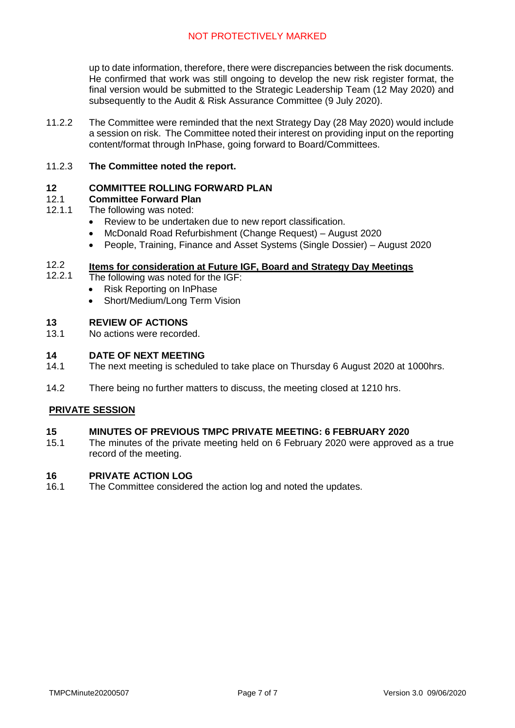up to date information, therefore, there were discrepancies between the risk documents. He confirmed that work was still ongoing to develop the new risk register format, the final version would be submitted to the Strategic Leadership Team (12 May 2020) and subsequently to the Audit & Risk Assurance Committee (9 July 2020).

11.2.2 The Committee were reminded that the next Strategy Day (28 May 2020) would include a session on risk. The Committee noted their interest on providing input on the reporting content/format through InPhase, going forward to Board/Committees.

11.2.3 **The Committee noted the report.**

## 12 COMMITTEE ROLLING FORWARD PLAN

### 12.1 Committee Forward Plan

12.1.1 The following was noted:

- Review to be undertaken due to new report classification.
- McDonald Road Refurbishment (Change Request) – August 2020
- People, Training, Finance and Asset Systems (Single Dossier) – August 2020

### 12.2 Items for consideration at Future IGF, Board and Strategy Day Meetings

12.2.1 The following was noted for the IGF:

- Risk Reporting on InPhase
- Short/Medium/Long Term Vision

## 13 REVIEW OF ACTIONS

13.1 No actions were recorded.

## 14 DATE OF NEXT MEETING

14.1 The next meeting is scheduled to take place on Thursday 6 August 2020 at 1000hrs.

14.2 There being no further matters to discuss, the meeting closed at 1210 hrs.

## PRIVATE SESSION

## 15 MINUTES OF PREVIOUS TMPC PRIVATE MEETING: 6 FEBRUARY 2020

15.1 The minutes of the private meeting held on 6 February 2020 were approved as a true record of the meeting.

## 16 PRIVATE ACTION LOG

16.1 The Committee considered the action log and noted the updates.